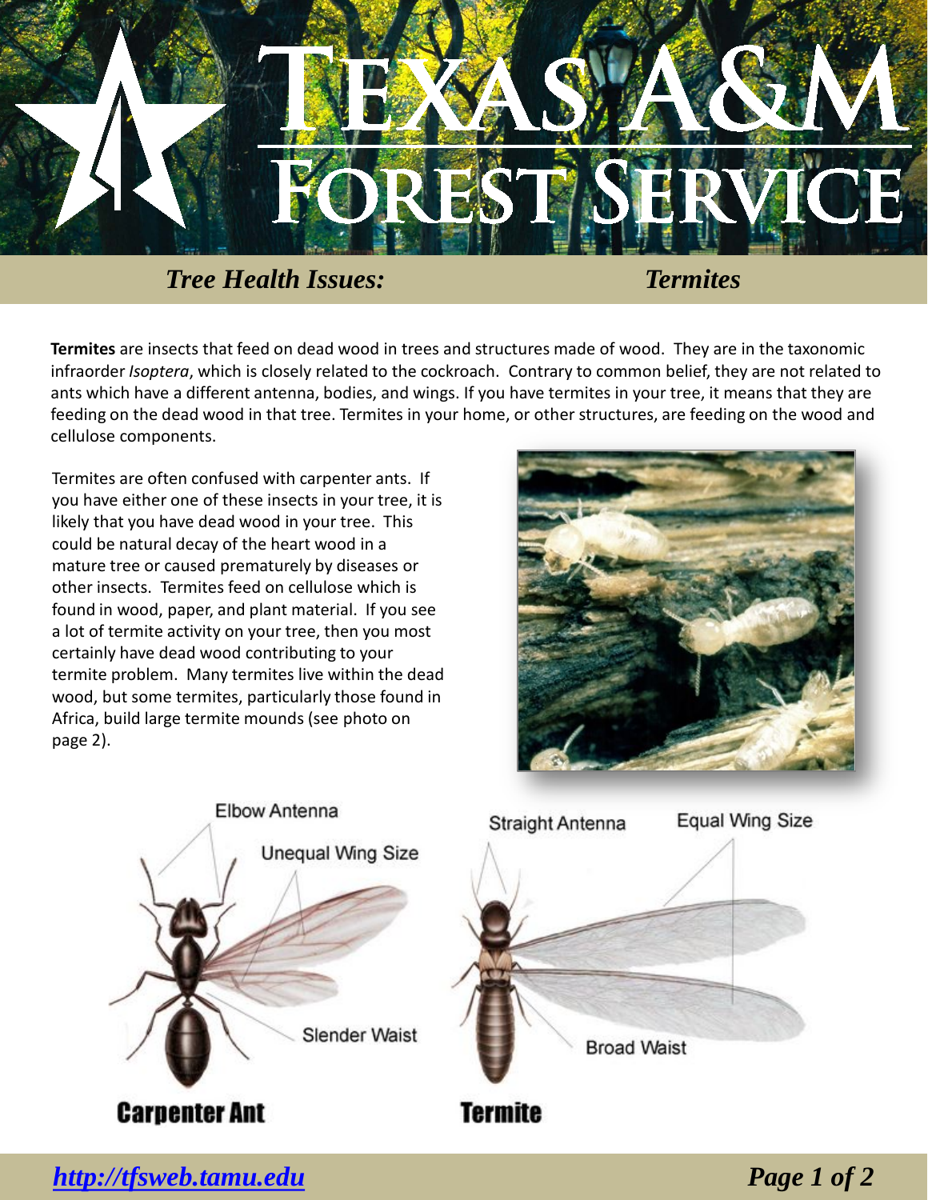# Texas A&M Forest Service

## *Tree Health Issues: Termites*

**Termites** are insects that feed on dead wood in trees and structures made of wood. They are in the taxonomic infraorder *Isoptera*, which is closely related to the cockroach. Contrary to common belief, they are not related to ants which have a different antenna, bodies, and wings. If you have termites in your tree, it means that they are feeding on the dead wood in that tree. Termites in your home, or other structures, are feeding on the wood and cellulose components.

Termites are often confused with carpenter ants. If you have either one of these insects in your tree, it is likely that you have dead wood in your tree. This could be natural decay of the heart wood in a mature tree or caused prematurely by diseases or other insects. Termites feed on cellulose which is found in wood, paper, and plant material. If you see a lot of termite activity on your tree, then you most certainly have dead wood contributing to your termite problem. Many termites live within the dead wood, but some termites, particularly those found in Africa, build large termite mounds (see photo on page 2).

**Carpenter Ant:** Elbow Antenna, Unequal Wing Size, Slender Waist

**Termite:** Straight Antenna, Equal Wing Size, Broad Waist

*http://tfsweb.tamu.edu*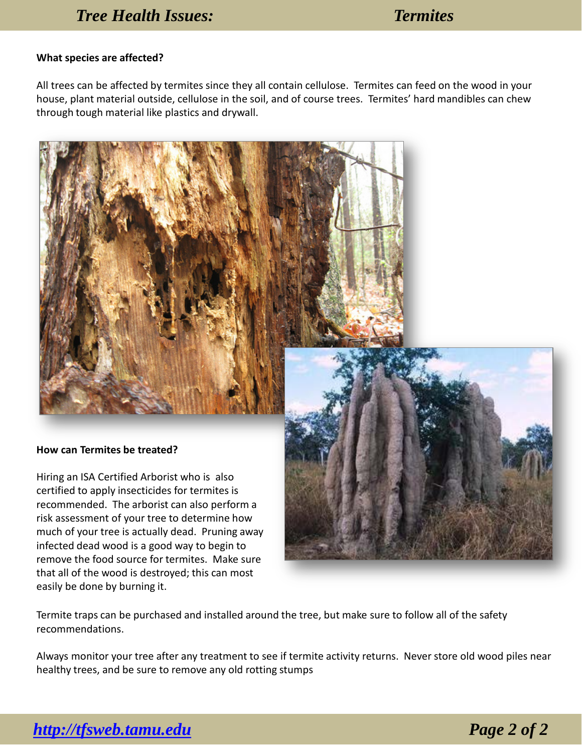### What species are affected?

All trees can be affected by termites since they all contain cellulose. Termites can feed on the wood in your house, plant material outside, cellulose in the soil, and of course trees. Termites' hard mandibles can chew through tough material like plastics and drywall.

### How can Termites be treated?

Hiring an ISA Certified Arborist who is also certified to apply insecticides for termites is recommended. The arborist can also perform a risk assessment of your tree to determine how much of your tree is actually dead. Pruning away infected dead wood is a good way to begin to remove the food source for termites. Make sure that all of the wood is destroyed; this can most easily be done by burning it.

Termite traps can be purchased and installed around the tree, but make sure to follow all of the safety recommendations.

Always monitor your tree after any treatment to see if termite activity returns. Never store old wood piles near healthy trees, and be sure to remove any old rotting stumps